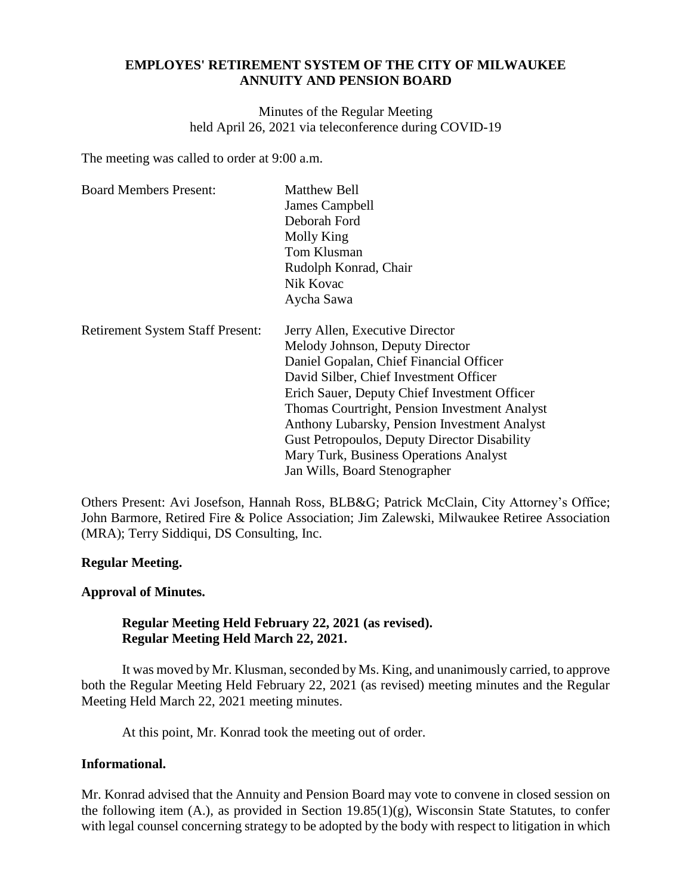**EMPLOYES' RETIREMENT SYSTEM OF THE CITY OF MILWAUKEE**
**ANNUITY AND PENSION BOARD**

Minutes of the Regular Meeting
held April 26, 2021 via teleconference during COVID-19

The meeting was called to order at 9:00 a.m.

| | |
|---|---|
| Board Members Present: | Matthew Bell |
| | James Campbell |
| | Deborah Ford |
| | Molly King |
| | Tom Klusman |
| | Rudolph Konrad, Chair |
| | Nik Kovac |
| | Aycha Sawa |
| Retirement System Staff Present: | Jerry Allen, Executive Director |
| | Melody Johnson, Deputy Director |
| | Daniel Gopalan, Chief Financial Officer |
| | David Silber, Chief Investment Officer |
| | Erich Sauer, Deputy Chief Investment Officer |
| | Thomas Courtright, Pension Investment Analyst |
| | Anthony Lubarsky, Pension Investment Analyst |
| | Gust Petropoulos, Deputy Director Disability |
| | Mary Turk, Business Operations Analyst |
| | Jan Wills, Board Stenographer |

Others Present: Avi Josefson, Hannah Ross, BLB&G; Patrick McClain, City Attorney's Office; John Barmore, Retired Fire & Police Association; Jim Zalewski, Milwaukee Retiree Association (MRA); Terry Siddiqui, DS Consulting, Inc.

**Regular Meeting.**

**Approval of Minutes.**

**Regular Meeting Held February 22, 2021 (as revised).**
**Regular Meeting Held March 22, 2021.**

It was moved by Mr. Klusman, seconded by Ms. King, and unanimously carried, to approve both the Regular Meeting Held February 22, 2021 (as revised) meeting minutes and the Regular Meeting Held March 22, 2021 meeting minutes.

At this point, Mr. Konrad took the meeting out of order.

**Informational.**

Mr. Konrad advised that the Annuity and Pension Board may vote to convene in closed session on the following item (A.), as provided in Section 19.85(1)(g), Wisconsin State Statutes, to confer with legal counsel concerning strategy to be adopted by the body with respect to litigation in which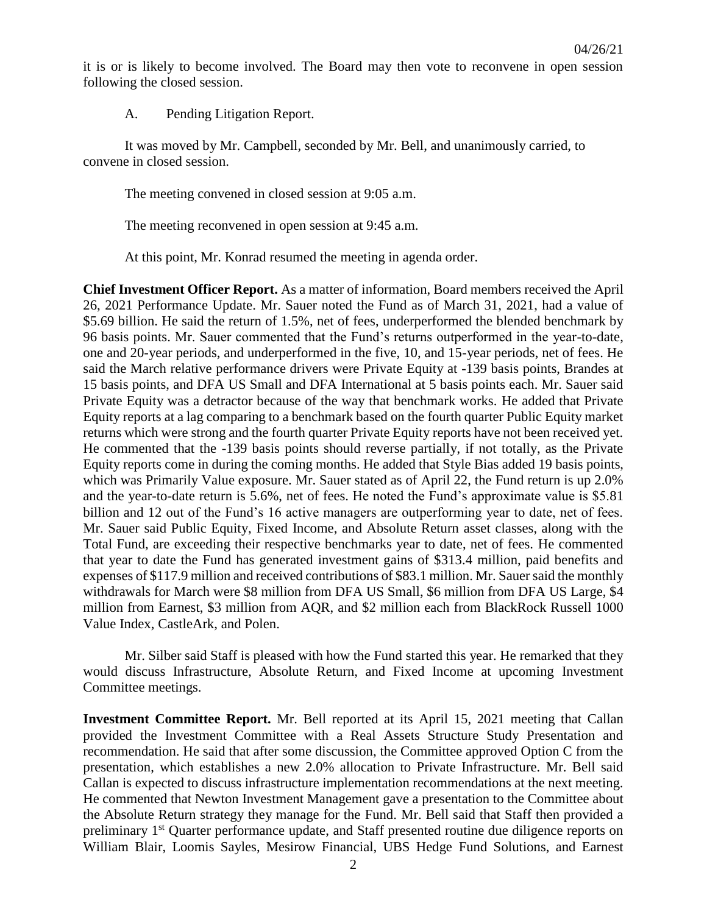it is or is likely to become involved. The Board may then vote to reconvene in open session following the closed session.

A. Pending Litigation Report.

It was moved by Mr. Campbell, seconded by Mr. Bell, and unanimously carried, to convene in closed session.

The meeting convened in closed session at 9:05 a.m.

The meeting reconvened in open session at 9:45 a.m.

At this point, Mr. Konrad resumed the meeting in agenda order.

**Chief Investment Officer Report.** As a matter of information, Board members received the April 26, 2021 Performance Update. Mr. Sauer noted the Fund as of March 31, 2021, had a value of \$5.69 billion. He said the return of 1.5%, net of fees, underperformed the blended benchmark by 96 basis points. Mr. Sauer commented that the Fund's returns outperformed in the year-to-date, one and 20-year periods, and underperformed in the five, 10, and 15-year periods, net of fees. He said the March relative performance drivers were Private Equity at -139 basis points, Brandes at 15 basis points, and DFA US Small and DFA International at 5 basis points each. Mr. Sauer said Private Equity was a detractor because of the way that benchmark works. He added that Private Equity reports at a lag comparing to a benchmark based on the fourth quarter Public Equity market returns which were strong and the fourth quarter Private Equity reports have not been received yet. He commented that the -139 basis points should reverse partially, if not totally, as the Private Equity reports come in during the coming months. He added that Style Bias added 19 basis points, which was Primarily Value exposure. Mr. Sauer stated as of April 22, the Fund return is up 2.0% and the year-to-date return is 5.6%, net of fees. He noted the Fund's approximate value is \$5.81 billion and 12 out of the Fund's 16 active managers are outperforming year to date, net of fees. Mr. Sauer said Public Equity, Fixed Income, and Absolute Return asset classes, along with the Total Fund, are exceeding their respective benchmarks year to date, net of fees. He commented that year to date the Fund has generated investment gains of \$313.4 million, paid benefits and expenses of \$117.9 million and received contributions of \$83.1 million. Mr. Sauer said the monthly withdrawals for March were \$8 million from DFA US Small, \$6 million from DFA US Large, \$4 million from Earnest, \$3 million from AQR, and \$2 million each from BlackRock Russell 1000 Value Index, CastleArk, and Polen.

Mr. Silber said Staff is pleased with how the Fund started this year. He remarked that they would discuss Infrastructure, Absolute Return, and Fixed Income at upcoming Investment Committee meetings.

**Investment Committee Report.** Mr. Bell reported at its April 15, 2021 meeting that Callan provided the Investment Committee with a Real Assets Structure Study Presentation and recommendation. He said that after some discussion, the Committee approved Option C from the presentation, which establishes a new 2.0% allocation to Private Infrastructure. Mr. Bell said Callan is expected to discuss infrastructure implementation recommendations at the next meeting. He commented that Newton Investment Management gave a presentation to the Committee about the Absolute Return strategy they manage for the Fund. Mr. Bell said that Staff then provided a preliminary 1st Quarter performance update, and Staff presented routine due diligence reports on William Blair, Loomis Sayles, Mesirow Financial, UBS Hedge Fund Solutions, and Earnest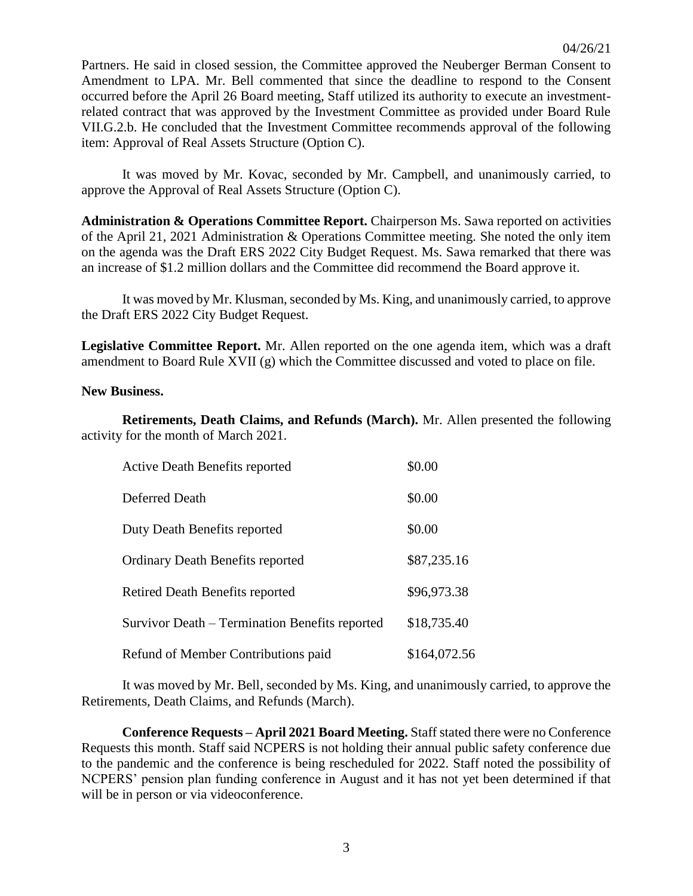Partners. He said in closed session, the Committee approved the Neuberger Berman Consent to Amendment to LPA. Mr. Bell commented that since the deadline to respond to the Consent occurred before the April 26 Board meeting, Staff utilized its authority to execute an investment-related contract that was approved by the Investment Committee as provided under Board Rule VII.G.2.b. He concluded that the Investment Committee recommends approval of the following item: Approval of Real Assets Structure (Option C).

It was moved by Mr. Kovac, seconded by Mr. Campbell, and unanimously carried, to approve the Approval of Real Assets Structure (Option C).

**Administration & Operations Committee Report.** Chairperson Ms. Sawa reported on activities of the April 21, 2021 Administration & Operations Committee meeting. She noted the only item on the agenda was the Draft ERS 2022 City Budget Request. Ms. Sawa remarked that there was an increase of $1.2 million dollars and the Committee did recommend the Board approve it.

It was moved by Mr. Klusman, seconded by Ms. King, and unanimously carried, to approve the Draft ERS 2022 City Budget Request.

**Legislative Committee Report.** Mr. Allen reported on the one agenda item, which was a draft amendment to Board Rule XVII (g) which the Committee discussed and voted to place on file.

**New Business.**

**Retirements, Death Claims, and Refunds (March).** Mr. Allen presented the following activity for the month of March 2021.

| | |
|---|---|
| Active Death Benefits reported | $0.00 |
| Deferred Death | $0.00 |
| Duty Death Benefits reported | $0.00 |
| Ordinary Death Benefits reported | $87,235.16 |
| Retired Death Benefits reported | $96,973.38 |
| Survivor Death – Termination Benefits reported | $18,735.40 |
| Refund of Member Contributions paid | $164,072.56 |

It was moved by Mr. Bell, seconded by Ms. King, and unanimously carried, to approve the Retirements, Death Claims, and Refunds (March).

**Conference Requests – April 2021 Board Meeting.** Staff stated there were no Conference Requests this month. Staff said NCPERS is not holding their annual public safety conference due to the pandemic and the conference is being rescheduled for 2022. Staff noted the possibility of NCPERS' pension plan funding conference in August and it has not yet been determined if that will be in person or via videoconference.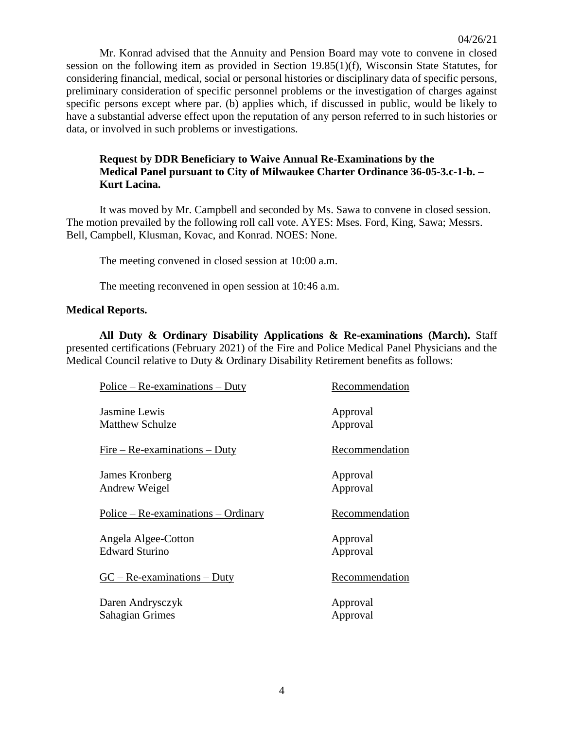Mr. Konrad advised that the Annuity and Pension Board may vote to convene in closed session on the following item as provided in Section 19.85(1)(f), Wisconsin State Statutes, for considering financial, medical, social or personal histories or disciplinary data of specific persons, preliminary consideration of specific personnel problems or the investigation of charges against specific persons except where par. (b) applies which, if discussed in public, would be likely to have a substantial adverse effect upon the reputation of any person referred to in such histories or data, or involved in such problems or investigations.

**Request by DDR Beneficiary to Waive Annual Re-Examinations by the Medical Panel pursuant to City of Milwaukee Charter Ordinance 36-05-3.c-1-b. – Kurt Lacina.**

It was moved by Mr. Campbell and seconded by Ms. Sawa to convene in closed session. The motion prevailed by the following roll call vote. AYES: Mses. Ford, King, Sawa; Messrs. Bell, Campbell, Klusman, Kovac, and Konrad. NOES: None.

The meeting convened in closed session at 10:00 a.m.

The meeting reconvened in open session at 10:46 a.m.

**Medical Reports.**

**All Duty & Ordinary Disability Applications & Re-examinations (March).** Staff presented certifications (February 2021) of the Fire and Police Medical Panel Physicians and the Medical Council relative to Duty & Ordinary Disability Retirement benefits as follows:

| Police – Re-examinations – Duty | Recommendation |
|---|---|
| Jasmine Lewis | Approval |
| Matthew Schulze | Approval |

| Fire – Re-examinations – Duty | Recommendation |
|---|---|
| James Kronberg | Approval |
| Andrew Weigel | Approval |

| Police – Re-examinations – Ordinary | Recommendation |
|---|---|
| Angela Algee-Cotton | Approval |
| Edward Sturino | Approval |

| GC – Re-examinations – Duty | Recommendation |
|---|---|
| Daren Andrysczyk | Approval |
| Sahagian Grimes | Approval |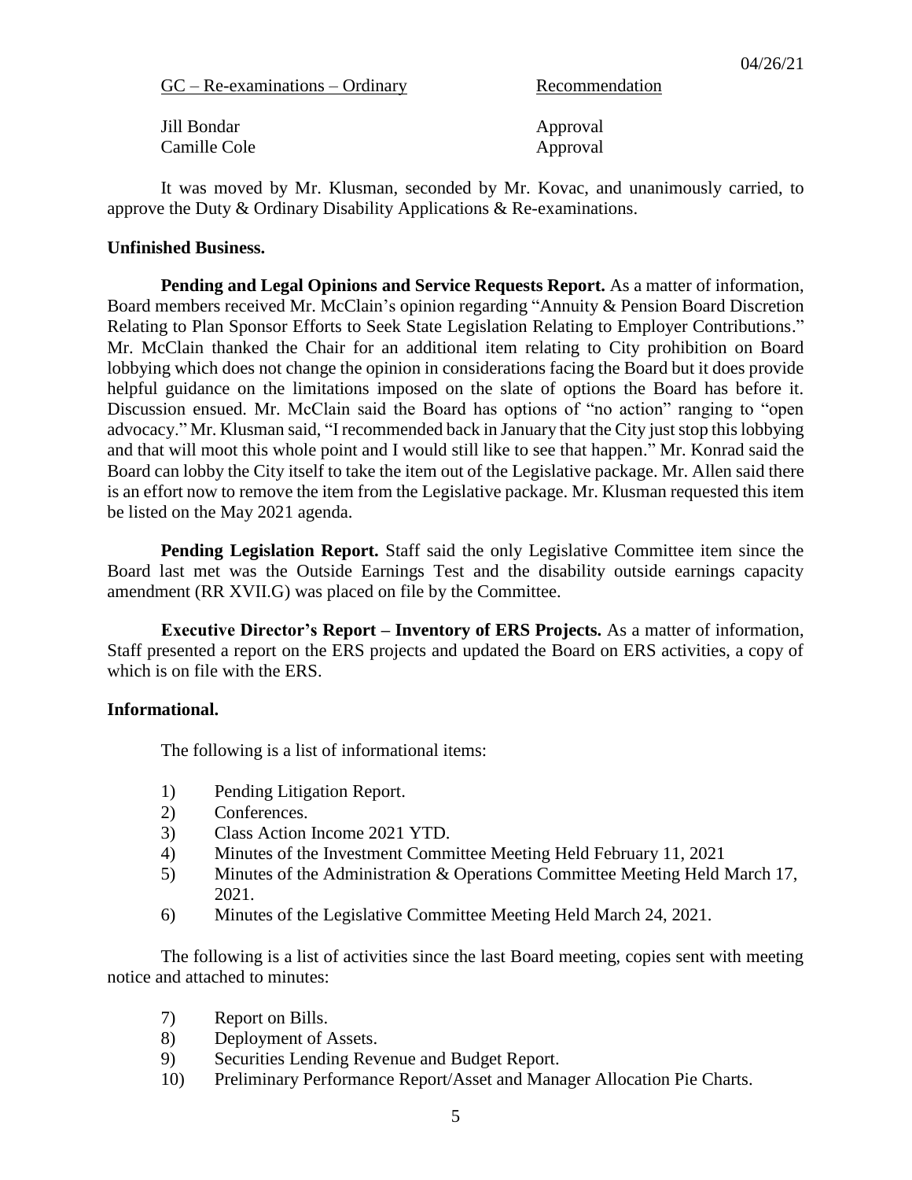| GC – Re-examinations – Ordinary | Recommendation |
| --- | --- |
| Jill Bondar | Approval |
| Camille Cole | Approval |

It was moved by Mr. Klusman, seconded by Mr. Kovac, and unanimously carried, to approve the Duty & Ordinary Disability Applications & Re-examinations.

**Unfinished Business.**

**Pending and Legal Opinions and Service Requests Report.** As a matter of information, Board members received Mr. McClain's opinion regarding "Annuity & Pension Board Discretion Relating to Plan Sponsor Efforts to Seek State Legislation Relating to Employer Contributions." Mr. McClain thanked the Chair for an additional item relating to City prohibition on Board lobbying which does not change the opinion in considerations facing the Board but it does provide helpful guidance on the limitations imposed on the slate of options the Board has before it. Discussion ensued. Mr. McClain said the Board has options of "no action" ranging to "open advocacy." Mr. Klusman said, "I recommended back in January that the City just stop this lobbying and that will moot this whole point and I would still like to see that happen." Mr. Konrad said the Board can lobby the City itself to take the item out of the Legislative package. Mr. Allen said there is an effort now to remove the item from the Legislative package. Mr. Klusman requested this item be listed on the May 2021 agenda.

**Pending Legislation Report.** Staff said the only Legislative Committee item since the Board last met was the Outside Earnings Test and the disability outside earnings capacity amendment (RR XVII.G) was placed on file by the Committee.

**Executive Director's Report – Inventory of ERS Projects.** As a matter of information, Staff presented a report on the ERS projects and updated the Board on ERS activities, a copy of which is on file with the ERS.

**Informational.**

The following is a list of informational items:

1) Pending Litigation Report.
2) Conferences.
3) Class Action Income 2021 YTD.
4) Minutes of the Investment Committee Meeting Held February 11, 2021
5) Minutes of the Administration & Operations Committee Meeting Held March 17, 2021.
6) Minutes of the Legislative Committee Meeting Held March 24, 2021.

The following is a list of activities since the last Board meeting, copies sent with meeting notice and attached to minutes:

7) Report on Bills.
8) Deployment of Assets.
9) Securities Lending Revenue and Budget Report.
10) Preliminary Performance Report/Asset and Manager Allocation Pie Charts.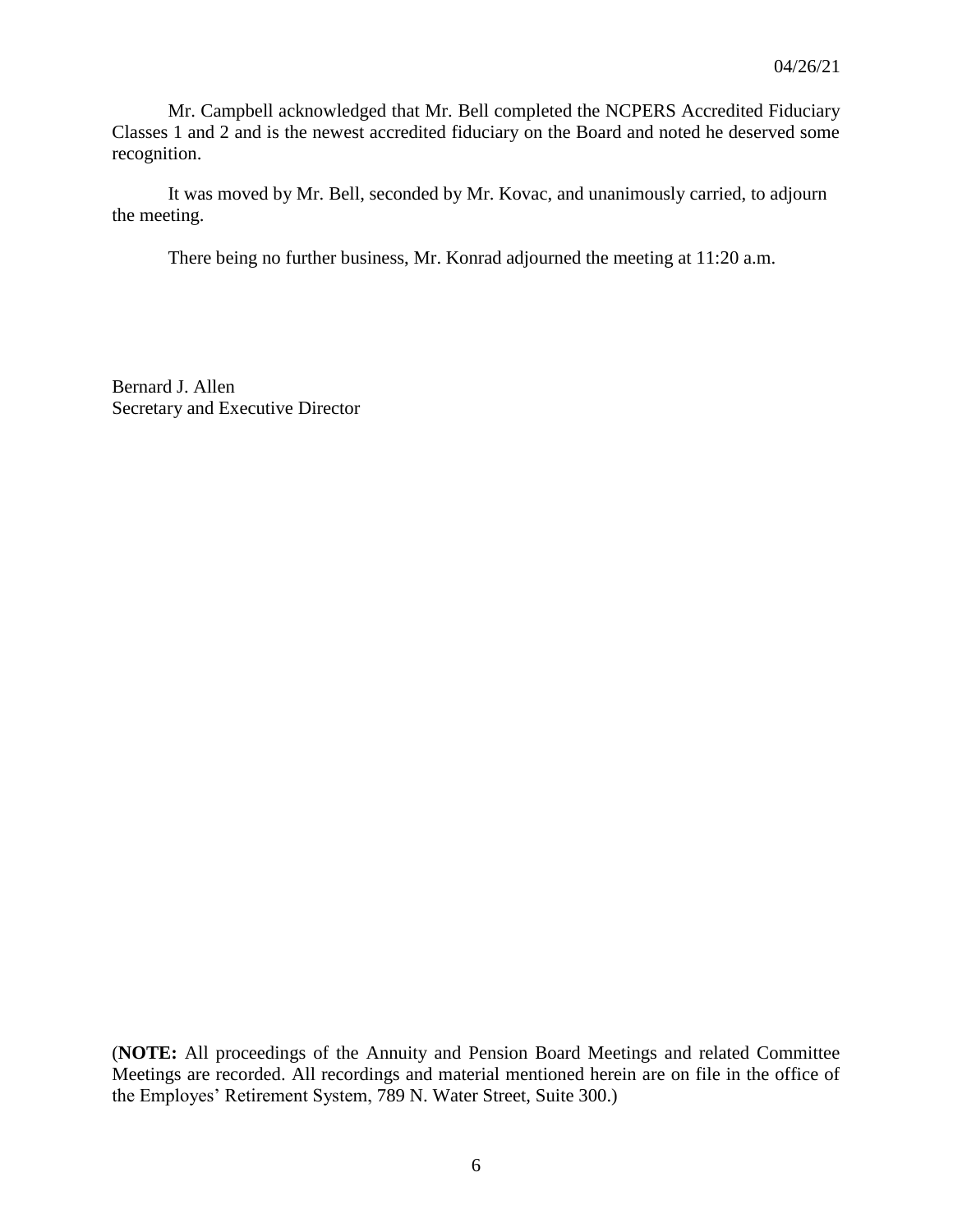Mr. Campbell acknowledged that Mr. Bell completed the NCPERS Accredited Fiduciary Classes 1 and 2 and is the newest accredited fiduciary on the Board and noted he deserved some recognition.

It was moved by Mr. Bell, seconded by Mr. Kovac, and unanimously carried, to adjourn the meeting.

There being no further business, Mr. Konrad adjourned the meeting at 11:20 a.m.

Bernard J. Allen
Secretary and Executive Director

(**NOTE:** All proceedings of the Annuity and Pension Board Meetings and related Committee Meetings are recorded. All recordings and material mentioned herein are on file in the office of the Employes' Retirement System, 789 N. Water Street, Suite 300.)